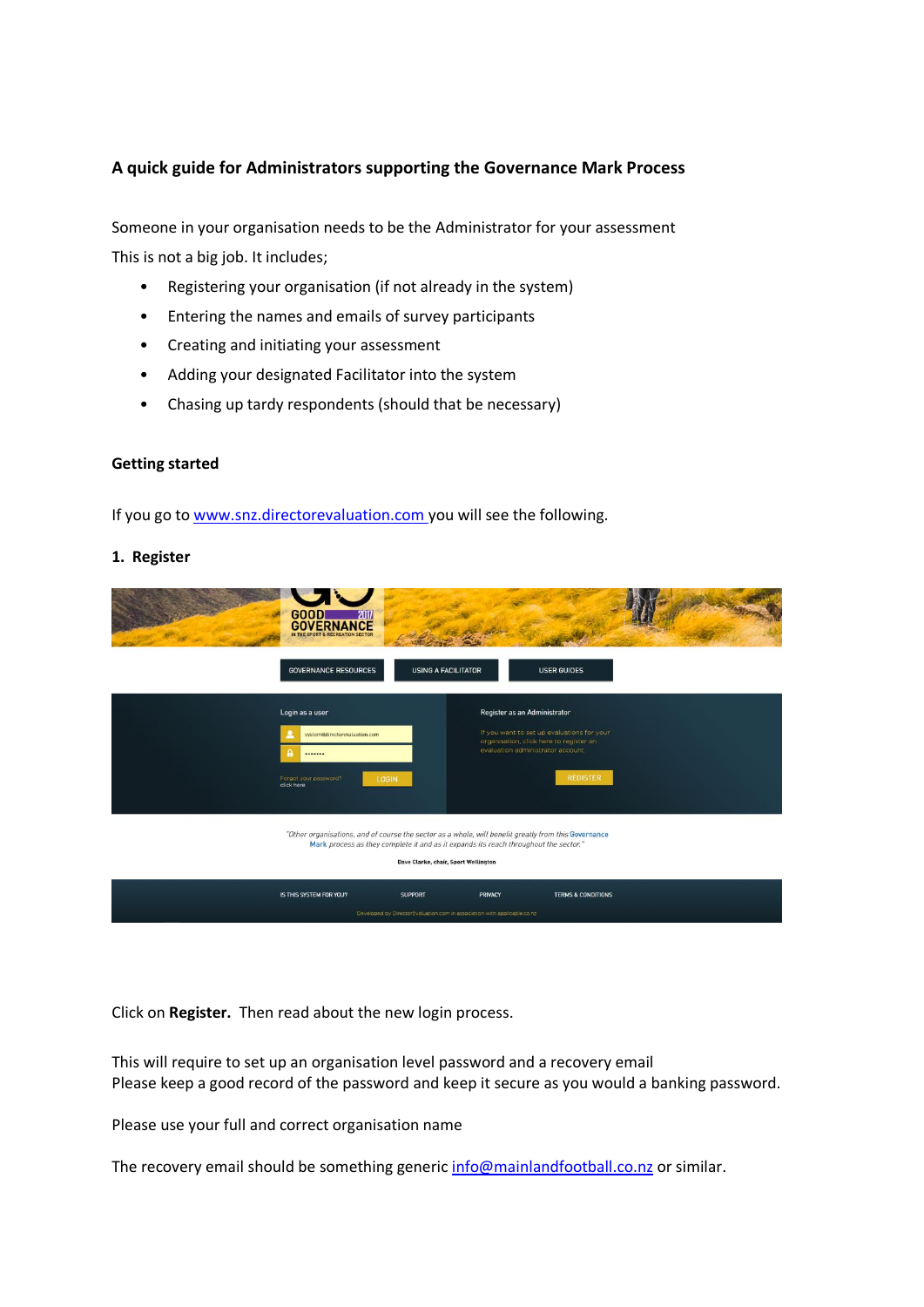## A quick guide for Administrators supporting the Governance Mark Process

Someone in your organisation needs to be the Administrator for your assessment

This is not a big job. It includes;

- Registering your organisation (if not already in the system)
- Entering the names and emails of survey participants
- Creating and initiating your assessment
- Adding your designated Facilitator into the system
- Chasing up tardy respondents (should that be necessary)

### Getting started

If you go to www.snz.directorevaluation.com you will see the following.

### 1. Register

Click on **Register.** Then read about the new login process.

This will require to set up an organisation level password and a recovery email
Please keep a good record of the password and keep it secure as you would a banking password.

Please use your full and correct organisation name

The recovery email should be something generic info@mainlandfootball.co.nz or similar.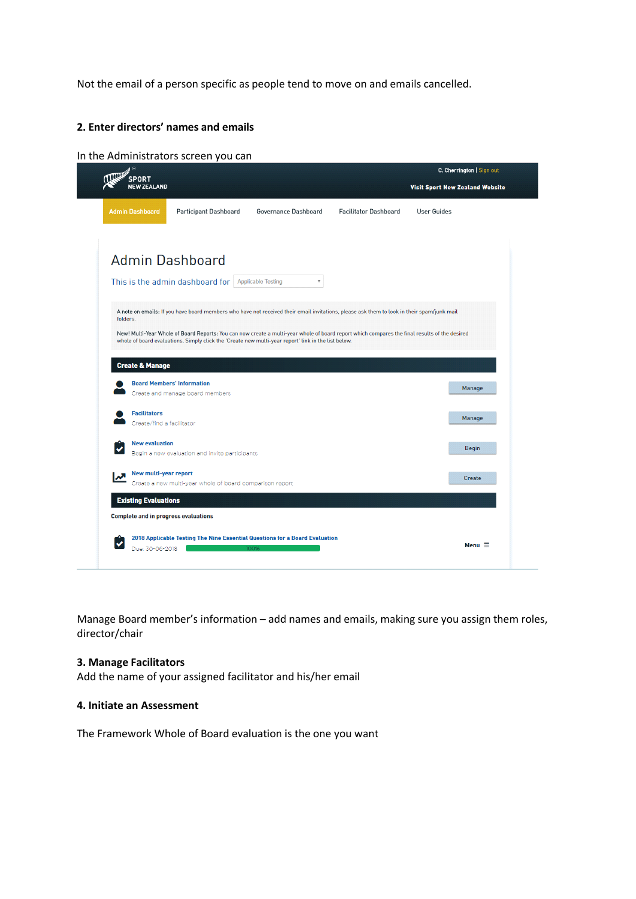Not the email of a person specific as people tend to move on and emails cancelled.

## 2. Enter directors' names and emails

In the Administrators screen you can

SPORT NEW ZEALAND

C. Cherrington | Sign out

Visit Sport New Zealand Website

Admin Dashboard | Participant Dashboard | Governance Dashboard | Facilitator Dashboard | User Guides

# Admin Dashboard

This is the admin dashboard for Applicable Testing

A note on emails: If you have board members who have not received their email invitations, please ask them to look in their spam/junk mail folders.

New! Multi-Year Whole of Board Reports: You can now create a multi-year whole of board report which compares the final results of the desired whole of board evaluations. Simply click the 'Create new multi-year report' link in the list below.

**Create & Manage**

| Item | Description | Action |
| --- | --- | --- |
| Board Members' Information | Create and manage board members | Manage |
| Facilitators | Create/find a facilitator | Manage |
| New evaluation | Begin a new evaluation and invite participants | Begin |
| New multi-year report | Create a new multi-year whole of board comparison report | Create |

**Existing Evaluations**

Complete and in progress evaluations

2018 Applicable Testing The Nine Essential Questions for a Board Evaluation

Due: 30-06-2018 — 100% — Menu

Manage Board member's information – add names and emails, making sure you assign them roles, director/chair

## 3. Manage Facilitators

Add the name of your assigned facilitator and his/her email

## 4. Initiate an Assessment

The Framework Whole of Board evaluation is the one you want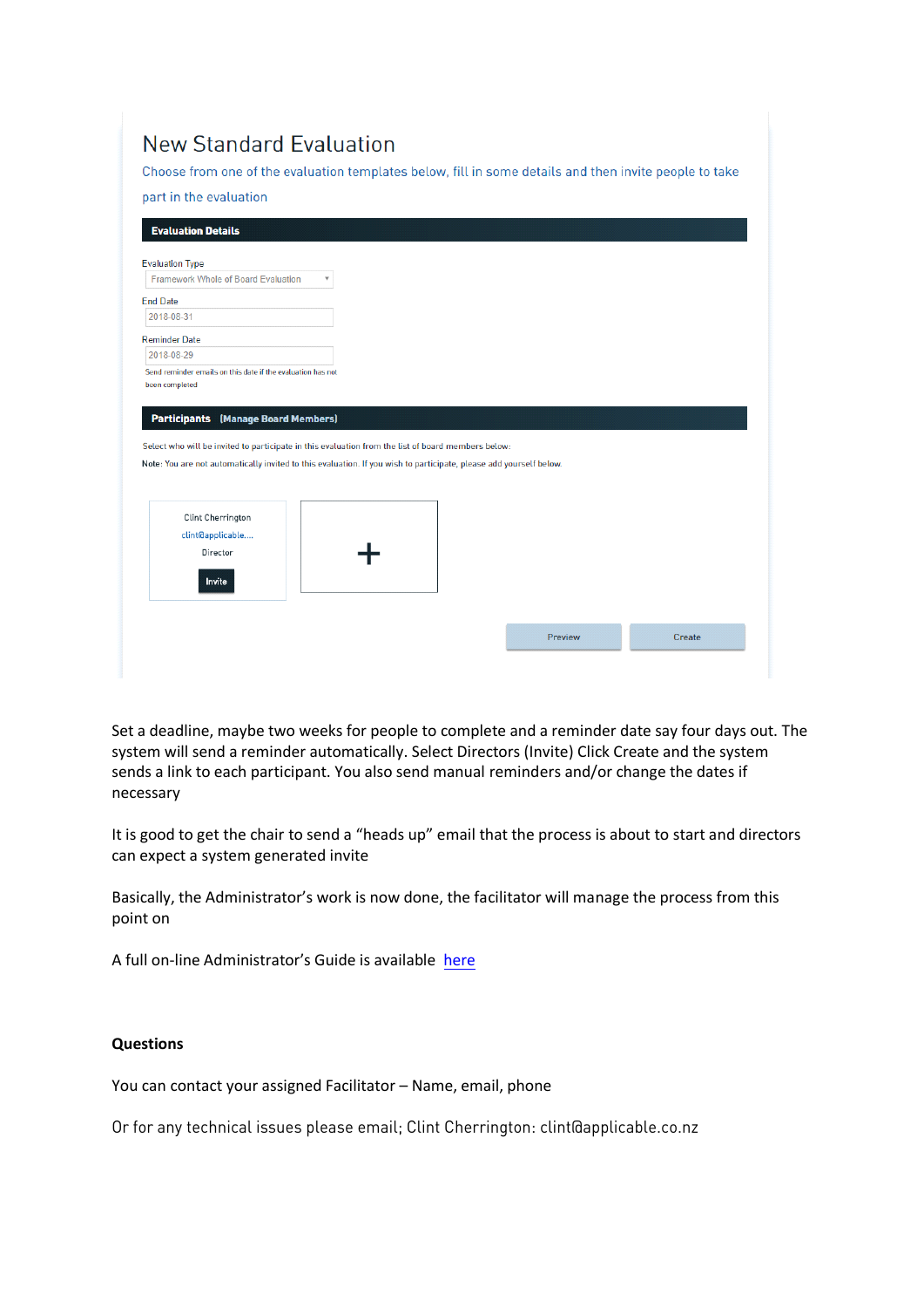# New Standard Evaluation

Choose from one of the evaluation templates below, fill in some details and then invite people to take part in the evaluation

**Evaluation Details**

Evaluation Type

Framework Whole of Board Evaluation

End Date

2018-08-31

Reminder Date

2018-08-29

Send reminder emails on this date if the evaluation has not been completed

**Participants** **(Manage Board Members)**

Select who will be invited to participate in this evaluation from the list of board members below:

Note: You are not automatically invited to this evaluation. If you wish to participate, please add yourself below.

Clint Cherrington
clint@applicable....
Director
Invite

+

Preview Create

Set a deadline, maybe two weeks for people to complete and a reminder date say four days out. The system will send a reminder automatically. Select Directors (Invite) Click Create and the system sends a link to each participant. You also send manual reminders and/or change the dates if necessary

It is good to get the chair to send a "heads up" email that the process is about to start and directors can expect a system generated invite

Basically, the Administrator's work is now done, the facilitator will manage the process from this point on

A full on-line Administrator's Guide is available here

**Questions**

You can contact your assigned Facilitator – Name, email, phone

Or for any technical issues please email; Clint Cherrington: clint@applicable.co.nz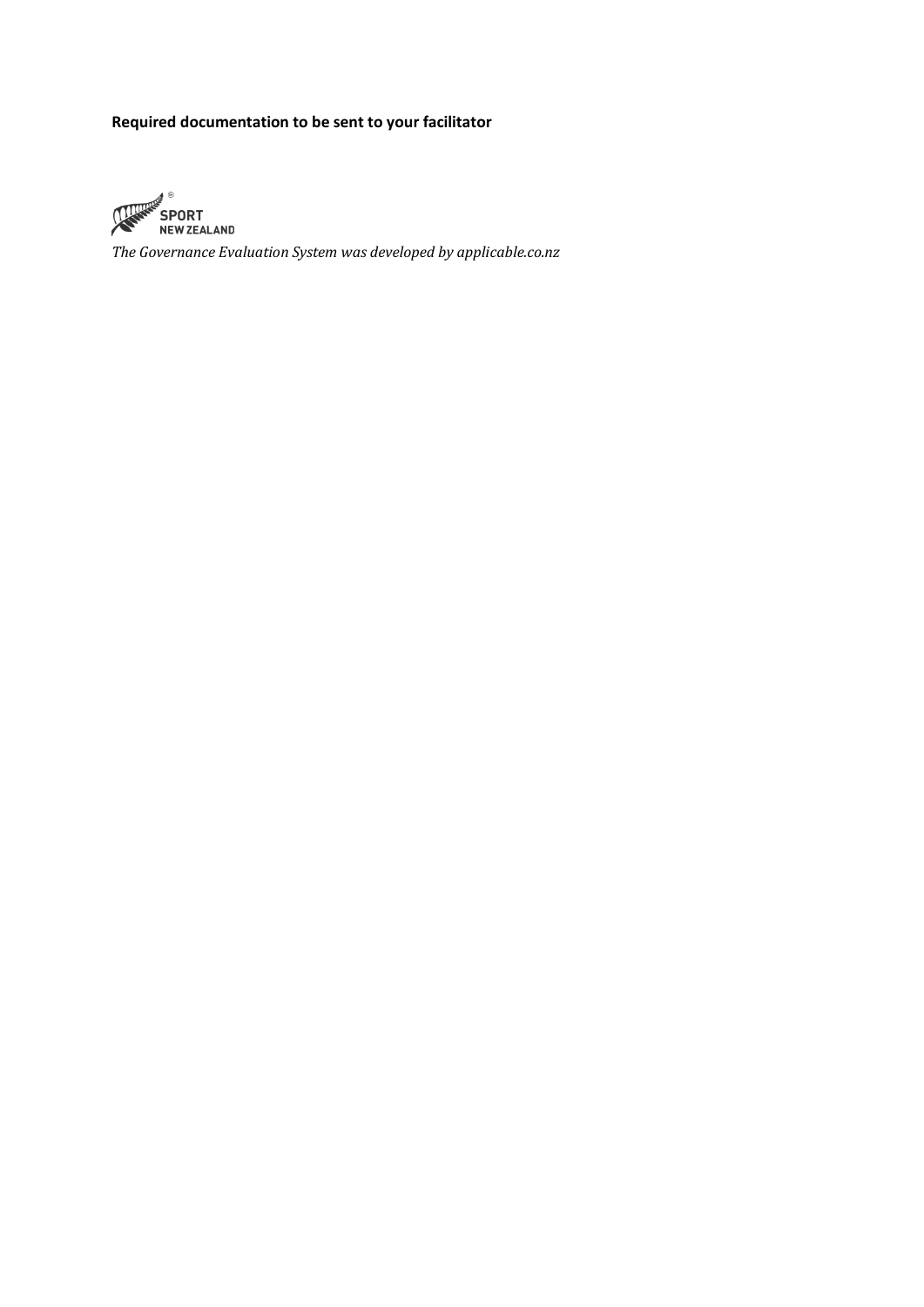**Required documentation to be sent to your facilitator**

SPORT NEW ZEALAND

*The Governance Evaluation System was developed by applicable.co.nz*